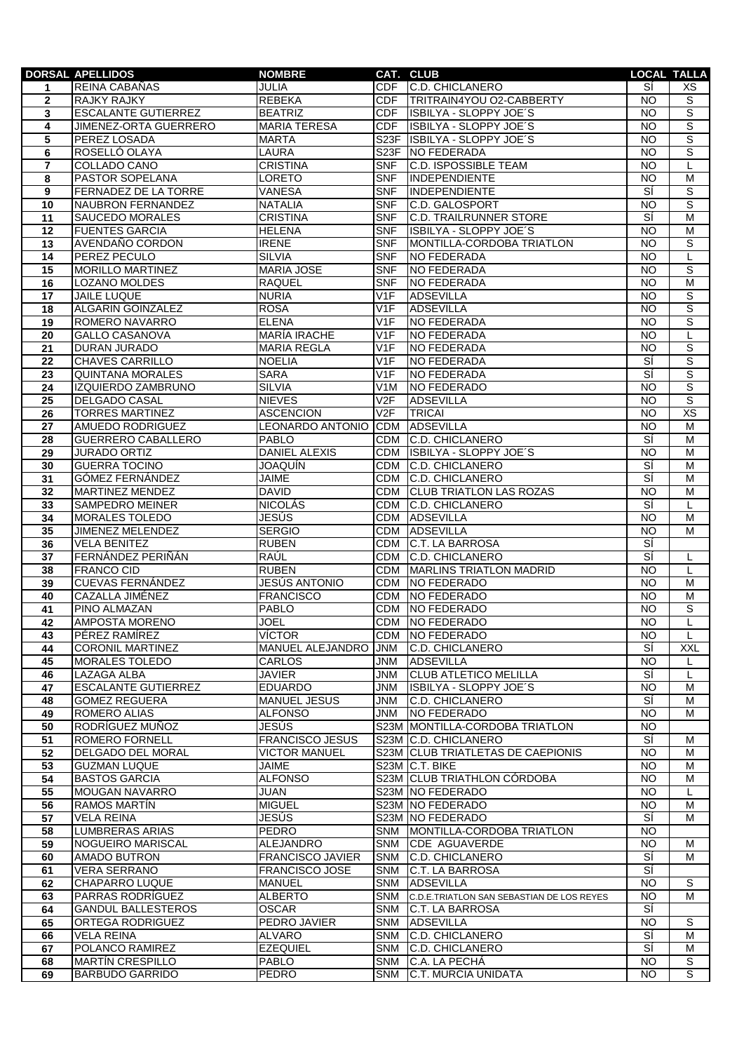| DORSAL | APELLIDOS | NOMBRE | CAT. | CLUB | LOCAL | TALLA |
|---|---|---|---|---|---|---|
| 1 | REINA CABAÑAS | JULIA | CDF | C.D. CHICLANERO | SÍ | XS |
| 2 | RAJKY RAJKY | REBEKA | CDF | TRITRAIN4YOU O2-CABBERTY | NO | S |
| 3 | ESCALANTE GUTIERREZ | BEATRIZ | CDF | ISBILYA - SLOPPY JOE´S | NO | S |
| 4 | JIMENEZ-ORTA GUERRERO | MARIA TERESA | CDF | ISBILYA - SLOPPY JOE´S | NO | S |
| 5 | PEREZ LOSADA | MARTA | S23F | ISBILYA - SLOPPY JOE´S | NO | S |
| 6 | ROSELLÓ OLAYA | LAURA | S23F | NO FEDERADA | NO | S |
| 7 | COLLADO CANO | CRISTINA | SNF | C.D. ISPOSSIBLE TEAM | NO | L |
| 8 | PASTOR SOPELANA | LORETO | SNF | INDEPENDIENTE | NO | M |
| 9 | FERNADEZ DE LA TORRE | VANESA | SNF | INDEPENDIENTE | SÍ | S |
| 10 | NAUBRON FERNANDEZ | NATALIA | SNF | C.D. GALOSPORT | NO | S |
| 11 | SAUCEDO MORALES | CRISTINA | SNF | C.D. TRAILRUNNER STORE | SÍ | M |
| 12 | FUENTES GARCIA | HELENA | SNF | ISBILYA - SLOPPY JOE´S | NO | M |
| 13 | AVENDAÑO CORDON | IRENE | SNF | MONTILLA-CORDOBA TRIATLON | NO | S |
| 14 | PEREZ PECULO | SILVIA | SNF | NO FEDERADA | NO | L |
| 15 | MORILLO MARTINEZ | MARIA JOSE | SNF | NO FEDERADA | NO | S |
| 16 | LOZANO MOLDES | RAQUEL | SNF | NO FEDERADA | NO | M |
| 17 | JAILE LUQUE | NURIA | V1F | ADSEVILLA | NO | S |
| 18 | ALGARIN GOINZALEZ | ROSA | V1F | ADSEVILLA | NO | S |
| 19 | ROMERO NAVARRO | ELENA | V1F | NO FEDERADA | NO | S |
| 20 | GALLO CASANOVA | MARÍA IRACHE | V1F | NO FEDERADA | NO | L |
| 21 | DURAN JURADO | MARIA REGLA | V1F | NO FEDERADA | NO | S |
| 22 | CHAVES CARRILLO | NOELIA | V1F | NO FEDERADA | SÍ | S |
| 23 | QUINTANA MORALES | SARA | V1F | NO FEDERADA | SÍ | S |
| 24 | IZQUIERDO ZAMBRUNO | SILVIA | V1M | NO FEDERADO | NO | S |
| 25 | DELGADO CASAL | NIEVES | V2F | ADSEVILLA | NO | S |
| 26 | TORRES MARTINEZ | ASCENCION | V2F | TRICAI | NO | XS |
| 27 | AMUEDO RODRIGUEZ | LEONARDO ANTONIO | CDM | ADSEVILLA | NO | M |
| 28 | GUERRERO CABALLERO | PABLO | CDM | C.D. CHICLANERO | SÍ | M |
| 29 | JURADO ORTIZ | DANIEL ALEXIS | CDM | ISBILYA - SLOPPY JOE´S | NO | M |
| 30 | GUERRA TOCINO | JOAQUÍN | CDM | C.D. CHICLANERO | SÍ | M |
| 31 | GÓMEZ FERNÁNDEZ | JAIME | CDM | C.D. CHICLANERO | SÍ | M |
| 32 | MARTINEZ MENDEZ | DAVID | CDM | CLUB TRIATLON LAS ROZAS | NO | M |
| 33 | SAMPEDRO MEINER | NICOLÁS | CDM | C.D. CHICLANERO | SÍ | L |
| 34 | MORALES TOLEDO | JESÚS | CDM | ADSEVILLA | NO | M |
| 35 | JIMENEZ MELENDEZ | SERGIO | CDM | ADSEVILLA | NO | M |
| 36 | VELA BENITEZ | RUBEN | CDM | C.T. LA BARROSA | SÍ | |
| 37 | FERNÁNDEZ PERIÑÁN | RAÚL | CDM | C.D. CHICLANERO | SÍ | L |
| 38 | FRANCO CID | RUBEN | CDM | MARLINS TRIATLON MADRID | NO | L |
| 39 | CUEVAS FERNÁNDEZ | JESÚS ANTONIO | CDM | NO FEDERADO | NO | M |
| 40 | CAZALLA JIMÉNEZ | FRANCISCO | CDM | NO FEDERADO | NO | M |
| 41 | PINO ALMAZAN | PABLO | CDM | NO FEDERADO | NO | S |
| 42 | AMPOSTA MORENO | JOEL | CDM | NO FEDERADO | NO | L |
| 43 | PÉREZ RAMÍREZ | VÍCTOR | CDM | NO FEDERADO | NO | L |
| 44 | CORONIL MARTINEZ | MANUEL ALEJANDRO | JNM | C.D. CHICLANERO | SÍ | XXL |
| 45 | MORALES TOLEDO | CARLOS | JNM | ADSEVILLA | NO | L |
| 46 | LAZAGA ALBA | JAVIER | JNM | CLUB ATLETICO MELILLA | SÍ | L |
| 47 | ESCALANTE GUTIERREZ | EDUARDO | JNM | ISBILYA - SLOPPY JOE´S | NO | M |
| 48 | GOMEZ REGUERA | MANUEL JESUS | JNM | C.D. CHICLANERO | SÍ | M |
| 49 | ROMERO ALIAS | ALFONSO | JNM | NO FEDERADO | NO | M |
| 50 | RODRÍGUEZ MUÑOZ | JESÚS | S23M | MONTILLA-CORDOBA TRIATLON | NO | |
| 51 | ROMERO FORNELL | FRANCISCO JESUS | S23M | C.D. CHICLANERO | SÍ | M |
| 52 | DELGADO DEL MORAL | VICTOR MANUEL | S23M | CLUB TRIATLETAS DE CAEPIONIS | NO | M |
| 53 | GUZMAN LUQUE | JAIME | S23M | C.T. BIKE | NO | M |
| 54 | BASTOS GARCIA | ALFONSO | S23M | CLUB TRIATHLON CÓRDOBA | NO | M |
| 55 | MOUGAN NAVARRO | JUAN | S23M | NO FEDERADO | NO | L |
| 56 | RAMOS MARTÍN | MIGUEL | S23M | NO FEDERADO | NO | M |
| 57 | VELA REINA | JESÚS | S23M | NO FEDERADO | SÍ | M |
| 58 | LUMBRERAS ARIAS | PEDRO | SNM | MONTILLA-CORDOBA TRIATLON | NO | |
| 59 | NOGUEIRO MARISCAL | ALEJANDRO | SNM | CDE AGUAVERDE | NO | M |
| 60 | AMADO BUTRON | FRANCISCO JAVIER | SNM | C.D. CHICLANERO | SÍ | M |
| 61 | VERA SERRANO | FRANCISCO JOSE | SNM | C.T. LA BARROSA | SÍ | |
| 62 | CHAPARRO LUQUE | MANUEL | SNM | ADSEVILLA | NO | S |
| 63 | PARRAS RODRÍGUEZ | ALBERTO | SNM | C.D.E.TRIATLON SAN SEBASTIAN DE LOS REYES | NO | M |
| 64 | GANDUL BALLESTEROS | OSCAR | SNM | C.T. LA BARROSA | SÍ | |
| 65 | ORTEGA RODRIGUEZ | PEDRO JAVIER | SNM | ADSEVILLA | NO | S |
| 66 | VELA REINA | ALVARO | SNM | C.D. CHICLANERO | SÍ | M |
| 67 | POLANCO RAMIREZ | EZEQUIEL | SNM | C.D. CHICLANERO | SÍ | M |
| 68 | MARTÍN CRESPILLO | PABLO | SNM | C.A. LA PECHÁ | NO | S |
| 69 | BARBUDO GARRIDO | PEDRO | SNM | C.T. MURCIA UNIDATA | NO | S |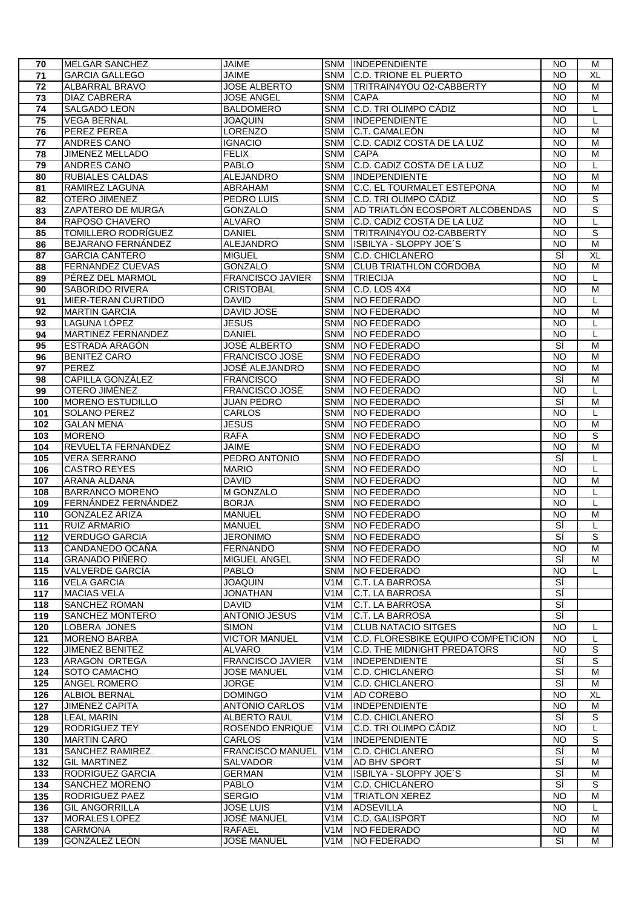| 70 | MELGAR SANCHEZ | JAIME | SNM | INDEPENDIENTE | NO | M |
|---|---|---|---|---|---|---|
| 71 | GARCIA GALLEGO | JAIME | SNM | C.D. TRIONE EL PUERTO | NO | XL |
| 72 | ALBARRAL BRAVO | JOSE ALBERTO | SNM | TRITRAIN4YOU O2-CABBERTY | NO | M |
| 73 | DIAZ CABRERA | JOSE ANGEL | SNM | CAPA | NO | M |
| 74 | SALGADO LEON | BALDOMERO | SNM | C.D. TRI OLIMPO CÁDIZ | NO | L |
| 75 | VEGA BERNAL | JOAQUIN | SNM | INDEPENDIENTE | NO | L |
| 76 | PEREZ PEREA | LORENZO | SNM | C.T. CAMALEÓN | NO | M |
| 77 | ANDRES CANO | IGNACIO | SNM | C.D. CADIZ COSTA DE LA LUZ | NO | M |
| 78 | JIMENEZ MELLADO | FELIX | SNM | CAPA | NO | M |
| 79 | ANDRES CANO | PABLO | SNM | C.D. CADIZ COSTA DE LA LUZ | NO | L |
| 80 | RUBIALES CALDAS | ALEJANDRO | SNM | INDEPENDIENTE | NO | M |
| 81 | RAMIREZ LAGUNA | ABRAHAM | SNM | C.C. EL TOURMALET ESTEPONA | NO | M |
| 82 | OTERO JIMENEZ | PEDRO LUIS | SNM | C.D. TRI OLIMPO CÁDIZ | NO | S |
| 83 | ZAPATERO DE MURGA | GONZALO | SNM | AD TRIATLÓN ECOSPORT ALCOBENDAS | NO | S |
| 84 | RAPOSO CHAVERO | ALVARO | SNM | C.D. CADIZ COSTA DE LA LUZ | NO | L |
| 85 | TOMILLERO RODRÍGUEZ | DANIEL | SNM | TRITRAIN4YOU O2-CABBERTY | NO | S |
| 86 | BEJARANO FERNÁNDEZ | ALEJANDRO | SNM | ISBILYA - SLOPPY JOE´S | NO | M |
| 87 | GARCIA CANTERO | MIGUEL | SNM | C.D. CHICLANERO | SÍ | XL |
| 88 | FERNANDEZ CUEVAS | GONZALO | SNM | CLUB TRIATHLON CÓRDOBA | NO | M |
| 89 | PÉREZ DEL MARMOL | FRANCISCO JAVIER | SNM | TRIECIJA | NO | L |
| 90 | SABORIDO RIVERA | CRISTOBAL | SNM | C.D. LOS 4X4 | NO | M |
| 91 | MIER-TERAN CURTIDO | DAVID | SNM | NO FEDERADO | NO | L |
| 92 | MARTIN GARCIA | DAVID JOSE | SNM | NO FEDERADO | NO | M |
| 93 | LAGUNA LÓPEZ | JESUS | SNM | NO FEDERADO | NO | L |
| 94 | MARTINEZ FERNANDEZ | DANIEL | SNM | NO FEDERADO | NO | L |
| 95 | ESTRADA ARAGÓN | JOSÉ ALBERTO | SNM | NO FEDERADO | SÍ | M |
| 96 | BENITEZ CARO | FRANCISCO JOSE | SNM | NO FEDERADO | NO | M |
| 97 | PEREZ | JOSÉ ALEJANDRO | SNM | NO FEDERADO | NO | M |
| 98 | CAPILLA GONZÁLEZ | FRANCISCO | SNM | NO FEDERADO | SÍ | M |
| 99 | OTERO JIMÉNEZ | FRANCISCO JOSÉ | SNM | NO FEDERADO | NO | L |
| 100 | MORENO ESTUDILLO | JUAN PEDRO | SNM | NO FEDERADO | SÍ | M |
| 101 | SOLANO PEREZ | CARLOS | SNM | NO FEDERADO | NO | L |
| 102 | GALAN MENA | JESUS | SNM | NO FEDERADO | NO | M |
| 103 | MORENO | RAFA | SNM | NO FEDERADO | NO | S |
| 104 | REVUELTA FERNANDEZ | JAIME | SNM | NO FEDERADO | NO | M |
| 105 | VERA SERRANO | PEDRO ANTONIO | SNM | NO FEDERADO | SÍ | L |
| 106 | CASTRO REYES | MARIO | SNM | NO FEDERADO | NO | L |
| 107 | ARANA ALDANA | DAVID | SNM | NO FEDERADO | NO | M |
| 108 | BARRANCO MORENO | M GONZALO | SNM | NO FEDERADO | NO | L |
| 109 | FERNÁNDEZ FERNÁNDEZ | BORJA | SNM | NO FEDERADO | NO | L |
| 110 | GONZALEZ ARIZA | MANUEL | SNM | NO FEDERADO | NO | M |
| 111 | RUIZ ARMARIO | MANUEL | SNM | NO FEDERADO | SÍ | L |
| 112 | VERDUGO GARCIA | JERONIMO | SNM | NO FEDERADO | SÍ | S |
| 113 | CANDANEDO OCAÑA | FERNANDO | SNM | NO FEDERADO | NO | M |
| 114 | GRANADO PIÑERO | MIGUEL ANGEL | SNM | NO FEDERADO | SÍ | M |
| 115 | VALVERDE GARCÍA | PABLO | SNM | NO FEDERADO | NO | L |
| 116 | VELA GARCIA | JOAQUIN | V1M | C.T. LA BARROSA | SÍ | |
| 117 | MACIAS VELA | JONATHAN | V1M | C.T. LA BARROSA | SÍ | |
| 118 | SANCHEZ ROMAN | DAVID | V1M | C.T. LA BARROSA | SÍ | |
| 119 | SANCHEZ MONTERO | ANTONIO JESUS | V1M | C.T. LA BARROSA | SÍ | |
| 120 | LOBERA JONES | SIMON | V1M | CLUB NATACIO SITGES | NO | L |
| 121 | MORENO BARBA | VICTOR MANUEL | V1M | C.D. FLORESBIKE EQUIPO COMPETICION | NO | L |
| 122 | JIMENEZ BENITEZ | ALVARO | V1M | C.D. THE MIDNIGHT PREDATORS | NO | S |
| 123 | ARAGON ORTEGA | FRANCISCO JAVIER | V1M | INDEPENDIENTE | SÍ | S |
| 124 | SOTO CAMACHO | JOSE MANUEL | V1M | C.D. CHICLANERO | SÍ | M |
| 125 | ANGEL ROMERO | JORGE | V1M | C.D. CHICLANERO | SÍ | M |
| 126 | ALBIOL BERNAL | DOMINGO | V1M | AD COREBO | NO | XL |
| 127 | JIMENEZ CAPITA | ANTONIO CARLOS | V1M | INDEPENDIENTE | NO | M |
| 128 | LEAL MARIN | ALBERTO RAUL | V1M | C.D. CHICLANERO | SÍ | S |
| 129 | RODRIGUEZ TEY | ROSENDO ENRIQUE | V1M | C.D. TRI OLIMPO CÁDIZ | NO | L |
| 130 | MARTIN CARO | CARLOS | V1M | INDEPENDIENTE | NO | S |
| 131 | SANCHEZ RAMIREZ | FRANCISCO MANUEL | V1M | C.D. CHICLANERO | SÍ | M |
| 132 | GIL MARTINEZ | SALVADOR | V1M | AD BHV SPORT | SÍ | M |
| 133 | RODRIGUEZ GARCIA | GERMAN | V1M | ISBILYA - SLOPPY JOE´S | SÍ | M |
| 134 | SANCHEZ MORENO | PABLO | V1M | C.D. CHICLANERO | SÍ | S |
| 135 | RODRIGUEZ PAEZ | SERGIO | V1M | TRIATLON XEREZ | NO | M |
| 136 | GIL ANGORRILLA | JOSE LUIS | V1M | ADSEVILLA | NO | L |
| 137 | MORALES LOPEZ | JOSÉ MANUEL | V1M | C.D. GALISPORT | NO | M |
| 138 | CARMONA | RAFAEL | V1M | NO FEDERADO | NO | M |
| 139 | GONZÁLEZ LEÓN | JOSÉ MANUEL | V1M | NO FEDERADO | SÍ | M |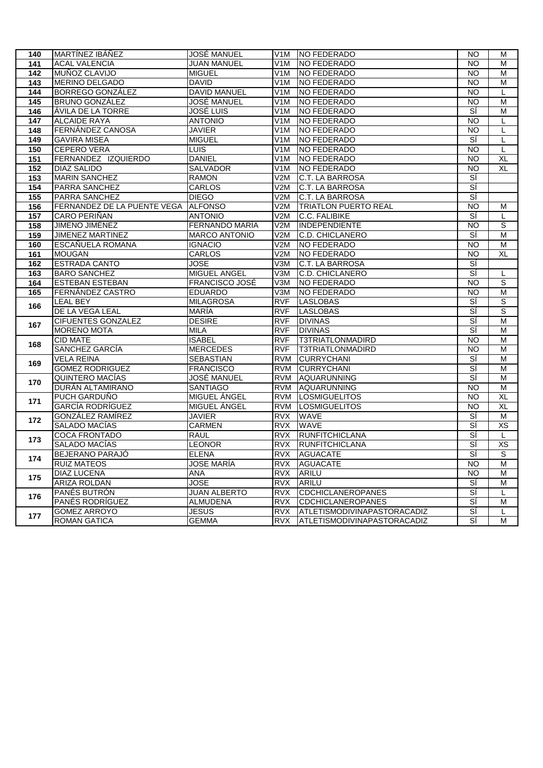| | | | | | | |
|---|---|---|---|---|---|---|
| 140 | MARTÍNEZ IBÁÑEZ | JOSÉ MANUEL | V1M | NO FEDERADO | NO | M |
| 141 | ACAL VALENCIA | JUAN MANUEL | V1M | NO FEDERADO | NO | M |
| 142 | MUÑOZ CLAVIJO | MIGUEL | V1M | NO FEDERADO | NO | M |
| 143 | MERINO DELGADO | DAVID | V1M | NO FEDERADO | NO | M |
| 144 | BORREGO GONZÁLEZ | DAVID MANUEL | V1M | NO FEDERADO | NO | L |
| 145 | BRUNO GONZÁLEZ | JOSÉ MANUEL | V1M | NO FEDERADO | NO | M |
| 146 | ÁVILA DE LA TORRE | JOSÉ LUIS | V1M | NO FEDERADO | SÍ | M |
| 147 | ALCAIDE RAYA | ANTONIO | V1M | NO FEDERADO | NO | L |
| 148 | FERNÁNDEZ CANOSA | JAVIER | V1M | NO FEDERADO | NO | L |
| 149 | GAVIRA MISEA | MIGUEL | V1M | NO FEDERADO | SÍ | L |
| 150 | CEPERO VERA | LUIS | V1M | NO FEDERADO | NO | L |
| 151 | FERNANDEZ IZQUIERDO | DANIEL | V1M | NO FEDERADO | NO | XL |
| 152 | DIAZ SALIDO | SALVADOR | V1M | NO FEDERADO | NO | XL |
| 153 | MARIN SANCHEZ | RAMON | V2M | C.T. LA BARROSA | SÍ | |
| 154 | PARRA SANCHEZ | CARLOS | V2M | C.T. LA BARROSA | SÍ | |
| 155 | PARRA SANCHEZ | DIEGO | V2M | C.T. LA BARROSA | SÍ | |
| 156 | FERNANDEZ DE LA PUENTE VEGA | ALFONSO | V2M | TRIATLON PUERTO REAL | NO | M |
| 157 | CARO PERIÑAN | ANTONIO | V2M | C.C. FALIBIKE | SÍ | L |
| 158 | JIMENO JIMÉNEZ | FERNANDO MARÍA | V2M | INDEPENDIENTE | NO | S |
| 159 | JIMENEZ MARTINEZ | MARCO ANTONIO | V2M | C.D. CHICLANERO | SÍ | M |
| 160 | ESCAÑUELA ROMANA | IGNACIO | V2M | NO FEDERADO | NO | M |
| 161 | MOUGAN | CARLOS | V2M | NO FEDERADO | NO | XL |
| 162 | ESTRADA CANTO | JOSE | V3M | C.T. LA BARROSA | SÍ | |
| 163 | BARO SANCHEZ | MIGUEL ANGEL | V3M | C.D. CHICLANERO | SÍ | L |
| 164 | ESTEBAN ESTEBAN | FRANCISCO JOSÉ | V3M | NO FEDERADO | NO | S |
| 165 | FERNÁNDEZ CASTRO | EDUARDO | V3M | NO FEDERADO | NO | M |
| 166 | LEAL BEY | MILAGROSA | RVF | LASLOBAS | SÍ | S |
| | DE LA VEGA LEAL | MARÍA | RVF | LASLOBAS | SÍ | S |
| 167 | CIFUENTES GONZALEZ | DESIRE | RVF | DIVINAS | SÍ | M |
| | MORENO MOTA | MILA | RVF | DIVINAS | SÍ | M |
| 168 | CID MATE | ISABEL | RVF | T3TRIATLONMADIRD | NO | M |
| | SANCHEZ GARCÍA | MERCEDES | RVF | T3TRIATLONMADIRD | NO | M |
| 169 | VELA REINA | SEBASTIAN | RVM | CURRYCHANI | SÍ | M |
| | GOMEZ RODRIGUEZ | FRANCISCO | RVM | CURRYCHANI | SÍ | M |
| 170 | QUINTERO MACÍAS | JOSÉ MANUEL | RVM | AQUARUNNING | SÍ | M |
| | DURÁN ALTAMIRANO | SANTIAGO | RVM | AQUARUNNING | NO | M |
| 171 | PUCH GARDUÑO | MIGUEL ÁNGEL | RVM | LOSMIGUELITOS | NO | XL |
| | GARCÍA RODRÍGUEZ | MIGUEL ÁNGEL | RVM | LOSMIGUELITOS | NO | XL |
| 172 | GONZÁLEZ RAMÍREZ | JAVIER | RVX | WAVE | SÍ | M |
| | SALADO MACÍAS | CARMEN | RVX | WAVE | SÍ | XS |
| 173 | COCA FRONTADO | RAUL | RVX | RUNFITCHICLANA | SÍ | L |
| | SALADO MACÍAS | LEONOR | RVX | RUNFITCHICLANA | SÍ | XS |
| 174 | BEJERANO PARAJÓ | ELENA | RVX | AGUACATE | SÍ | S |
| | RUIZ MATEOS | JOSE MARÍA | RVX | AGUACATE | NO | M |
| 175 | DIAZ LUCENA | ANA | RVX | ARILU | NO | M |
| | ARIZA ROLDAN | JOSE | RVX | ARILU | SÍ | M |
| 176 | PANÉS BUTRÓN | JUAN ALBERTO | RVX | CDCHICLANEROPANES | SÍ | L |
| | PANÉS RODRÍGUEZ | ALMUDENA | RVX | CDCHICLANEROPANES | SÍ | M |
| 177 | GOMEZ ARROYO | JESUS | RVX | ATLETISMODIVINAPASTORACADIZ | SÍ | L |
| | ROMAN GATICA | GEMMA | RVX | ATLETISMODIVINAPASTORACADIZ | SÍ | M |